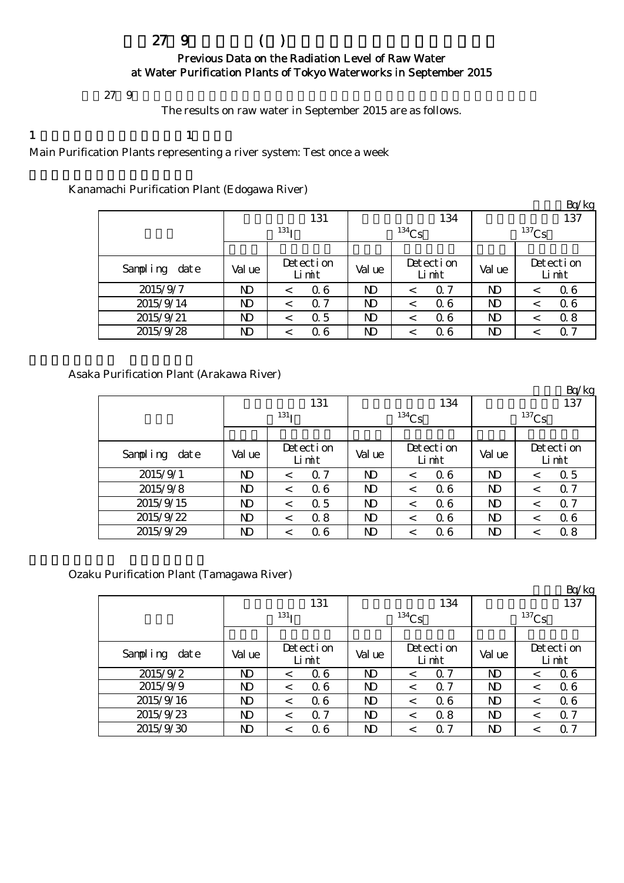# 27 9 ( )

## Previous Data on the Radiation Level of Raw Water at Water Purification Plants of Tokyo Waterworks in September 2015

27 9

The results on raw water in September 2015 are as follows.

1 1

Main Purification Plants representing a river system: Test once a week

Kanamachi Purification Plant (Edogawa River)

Bq/kg

| | 131 ($^{131}$I) | | 134 ($^{134}$Cs) | | 137 ($^{137}$Cs) | |
|---|---|---|---|---|---|---|
| Sampling date | Value | Detection Limit | Value | Detection Limit | Value | Detection Limit |
| 2015/9/7 | ND | < 0.6 | ND | < 0.7 | ND | < 0.6 |
| 2015/9/14 | ND | < 0.7 | ND | < 0.6 | ND | < 0.6 |
| 2015/9/21 | ND | < 0.5 | ND | < 0.6 | ND | < 0.8 |
| 2015/9/28 | ND | < 0.6 | ND | < 0.6 | ND | < 0.7 |

Asaka Purification Plant (Arakawa River)

Bq/kg

| | 131 ($^{131}$I) | | 134 ($^{134}$Cs) | | 137 ($^{137}$Cs) | |
|---|---|---|---|---|---|---|
| Sampling date | Value | Detection Limit | Value | Detection Limit | Value | Detection Limit |
| 2015/9/1 | ND | < 0.7 | ND | < 0.6 | ND | < 0.5 |
| 2015/9/8 | ND | < 0.6 | ND | < 0.6 | ND | < 0.7 |
| 2015/9/15 | ND | < 0.5 | ND | < 0.6 | ND | < 0.7 |
| 2015/9/22 | ND | < 0.8 | ND | < 0.6 | ND | < 0.6 |
| 2015/9/29 | ND | < 0.6 | ND | < 0.6 | ND | < 0.8 |

Ozaku Purification Plant (Tamagawa River)

Bq/kg

| | 131 ($^{131}$I) | | 134 ($^{134}$Cs) | | 137 ($^{137}$Cs) | |
|---|---|---|---|---|---|---|
| Sampling date | Value | Detection Limit | Value | Detection Limit | Value | Detection Limit |
| 2015/9/2 | ND | < 0.6 | ND | < 0.7 | ND | < 0.6 |
| 2015/9/9 | ND | < 0.6 | ND | < 0.7 | ND | < 0.6 |
| 2015/9/16 | ND | < 0.6 | ND | < 0.6 | ND | < 0.6 |
| 2015/9/23 | ND | < 0.7 | ND | < 0.8 | ND | < 0.7 |
| 2015/9/30 | ND | < 0.6 | ND | < 0.7 | ND | < 0.7 |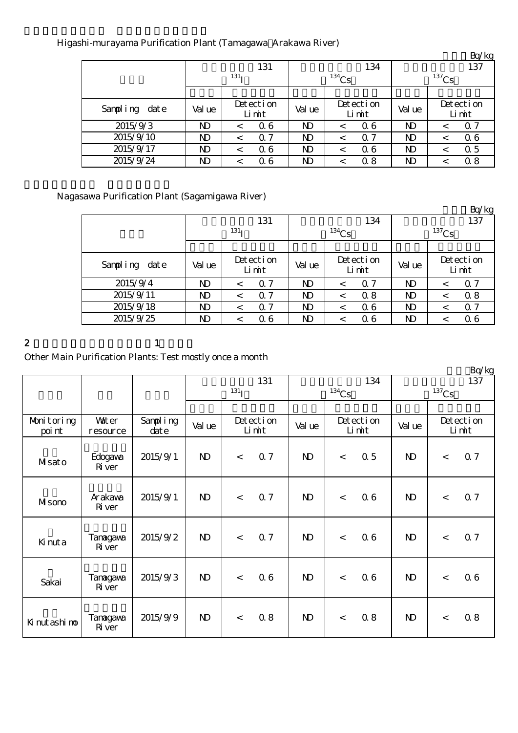Higashi-murayama Purification Plant (Tamagawa Arakawa River)

Bq/kg

| | 131 ($^{131}I$) | | 134 ($^{134}Cs$) | | 137 ($^{137}Cs$) | |
|---|---|---|---|---|---|---|
| Sampling date | Value | Detection Limit | Value | Detection Limit | Value | Detection Limit |
| 2015/9/3 | ND | < 0.6 | ND | < 0.6 | ND | < 0.7 |
| 2015/9/10 | ND | < 0.7 | ND | < 0.7 | ND | < 0.6 |
| 2015/9/17 | ND | < 0.6 | ND | < 0.6 | ND | < 0.5 |
| 2015/9/24 | ND | < 0.6 | ND | < 0.8 | ND | < 0.8 |

Nagasawa Purification Plant (Sagamigawa River)

Bq/kg

| | 131 ($^{131}I$) | | 134 ($^{134}Cs$) | | 137 ($^{137}Cs$) | |
|---|---|---|---|---|---|---|
| Sampling date | Value | Detection Limit | Value | Detection Limit | Value | Detection Limit |
| 2015/9/4 | ND | < 0.7 | ND | < 0.7 | ND | < 0.7 |
| 2015/9/11 | ND | < 0.7 | ND | < 0.8 | ND | < 0.8 |
| 2015/9/18 | ND | < 0.7 | ND | < 0.6 | ND | < 0.7 |
| 2015/9/25 | ND | < 0.6 | ND | < 0.6 | ND | < 0.6 |

2 1

Other Main Purification Plants: Test mostly once a month

Bq/kg

| | | | 131 ($^{131}I$) | | 134 ($^{134}Cs$) | | 137 ($^{137}Cs$) | |
|---|---|---|---|---|---|---|---|---|
| Monitoring point | Water resource | Sampling date | Value | Detection Limit | Value | Detection Limit | Value | Detection Limit |
| Misato | Edogawa River | 2015/9/1 | ND | < 0.7 | ND | < 0.5 | ND | < 0.7 |
| Misono | Arakawa River | 2015/9/1 | ND | < 0.7 | ND | < 0.6 | ND | < 0.7 |
| Kinuta | Tamagawa River | 2015/9/2 | ND | < 0.7 | ND | < 0.6 | ND | < 0.7 |
| Sakai | Tamagawa River | 2015/9/3 | ND | < 0.6 | ND | < 0.6 | ND | < 0.6 |
| Kinutashimo | Tamagawa River | 2015/9/9 | ND | < 0.8 | ND | < 0.8 | ND | < 0.8 |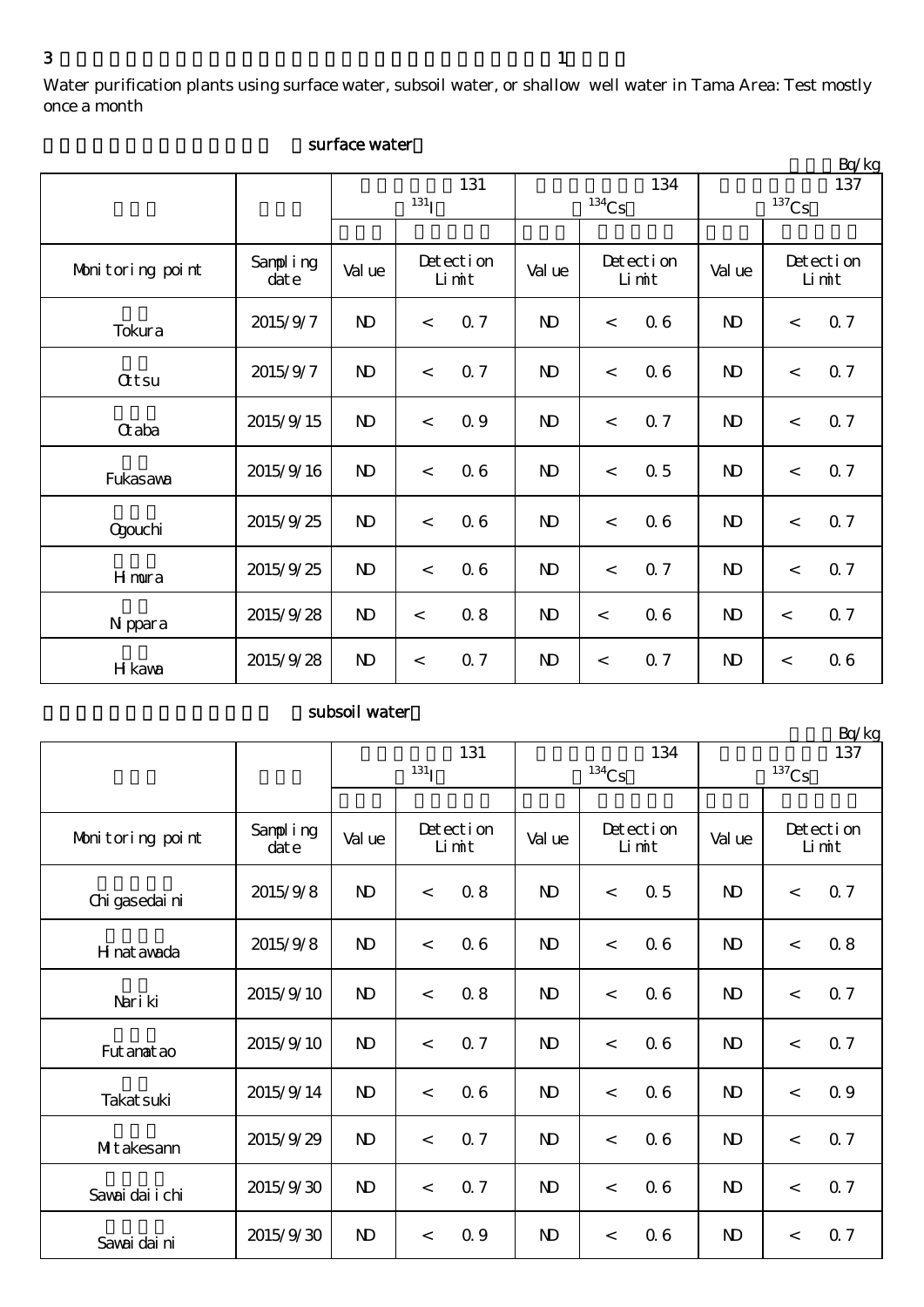3 1

Water purification plants using surface water, subsoil water, or shallow well water in Tama Area: Test mostly once a month

surface water

Bq/kg

| | | 131 $^{131}$I | | 134 $^{134}$Cs | | 137 $^{137}$Cs | |
|---|---|---|---|---|---|---|---|
| Monitoring point | Sampling date | Value | Detection Limit | Value | Detection Limit | Value | Detection Limit |
| Tokura | 2015/9/7 | ND | < 0.7 | ND | < 0.6 | ND | < 0.7 |
| Ottsu | 2015/9/7 | ND | < 0.7 | ND | < 0.6 | ND | < 0.7 |
| Otaba | 2015/9/15 | ND | < 0.9 | ND | < 0.7 | ND | < 0.7 |
| Fukasawa | 2015/9/16 | ND | < 0.6 | ND | < 0.5 | ND | < 0.7 |
| Ogouchi | 2015/9/25 | ND | < 0.6 | ND | < 0.6 | ND | < 0.7 |
| Himura | 2015/9/25 | ND | < 0.6 | ND | < 0.7 | ND | < 0.7 |
| Nippara | 2015/9/28 | ND | < 0.8 | ND | < 0.6 | ND | < 0.7 |
| Hikawa | 2015/9/28 | ND | < 0.7 | ND | < 0.7 | ND | < 0.6 |

subsoil water

Bq/kg

| | | 131 $^{131}$I | | 134 $^{134}$Cs | | 137 $^{137}$Cs | |
|---|---|---|---|---|---|---|---|
| Monitoring point | Sampling date | Value | Detection Limit | Value | Detection Limit | Value | Detection Limit |
| Chigasedaini | 2015/9/8 | ND | < 0.8 | ND | < 0.5 | ND | < 0.7 |
| Hinatawada | 2015/9/8 | ND | < 0.6 | ND | < 0.6 | ND | < 0.8 |
| Nariki | 2015/9/10 | ND | < 0.8 | ND | < 0.6 | ND | < 0.7 |
| Futamatao | 2015/9/10 | ND | < 0.7 | ND | < 0.6 | ND | < 0.7 |
| Takatsuki | 2015/9/14 | ND | < 0.6 | ND | < 0.6 | ND | < 0.9 |
| Mitakesann | 2015/9/29 | ND | < 0.7 | ND | < 0.6 | ND | < 0.7 |
| Sawaidaiichi | 2015/9/30 | ND | < 0.7 | ND | < 0.6 | ND | < 0.7 |
| Sawaidaini | 2015/9/30 | ND | < 0.9 | ND | < 0.6 | ND | < 0.7 |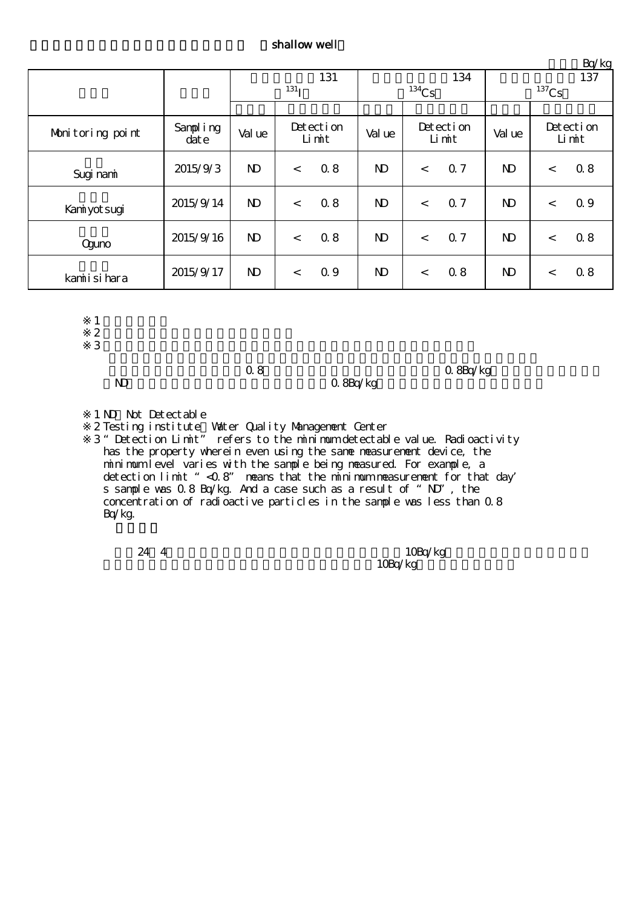shallow well

Bq/kg

| | | 131 $^{131}I$ | | 134 $^{134}Cs$ | | 137 $^{137}Cs$ | |
|---|---|---|---|---|---|---|---|
| Monitoring point | Sampling date | Value | Detection Limit | Value | Detection Limit | Value | Detection Limit |
| Suginami | 2015/9/3 | ND | < 0.8 | ND | < 0.7 | ND | < 0.8 |
| Kamiyotsugi | 2015/9/14 | ND | < 0.8 | ND | < 0.7 | ND | < 0.9 |
| Oguno | 2015/9/16 | ND | < 0.8 | ND | < 0.7 | ND | < 0.8 |
| kamiisihara | 2015/9/17 | ND | < 0.9 | ND | < 0.8 | ND | < 0.8 |

※1
※2
※3

0.8 0.8Bq/kg
ND 0.8Bq/kg

※1 ND Not Detectable
※2 Testing institute Water Quality Management Center
※3 "Detection Limit" refers to the minimum detectable value. Radioactivity has the property wherein even using the same measurement device, the minimum level varies with the sample being measured. For example, a detection limit "<0.8" means that the minimum measurement for that day's sample was 0.8 Bq/kg. And a case such as a result of "ND", the concentration of radioactive particles in the sample was less than 0.8 Bq/kg.

24 4 10Bq/kg
10Bq/kg